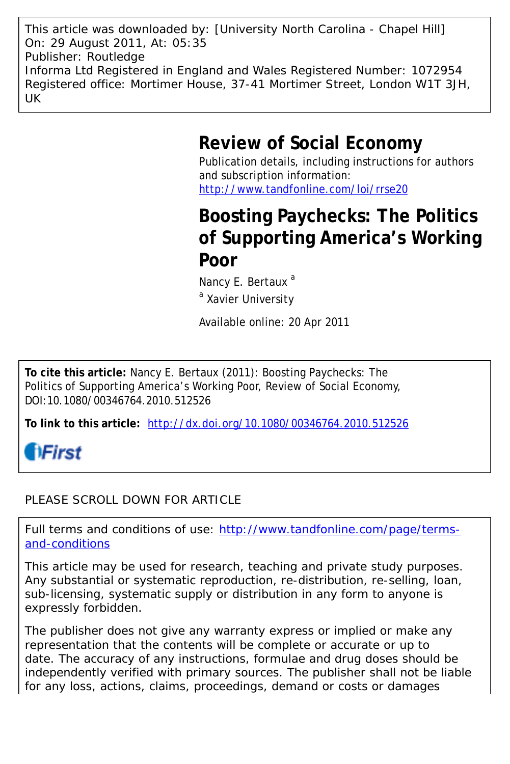This article was downloaded by: [University North Carolina - Chapel Hill]
On: 29 August 2011, At: 05:35
Publisher: Routledge
Informa Ltd Registered in England and Wales Registered Number: 1072954
Registered office: Mortimer House, 37-41 Mortimer Street, London W1T 3JH, UK

# Review of Social Economy

Publication details, including instructions for authors and subscription information:
http://www.tandfonline.com/loi/rrse20

# Boosting Paychecks: The Politics of Supporting America's Working Poor

Nancy E. Bertaux [a]

[a] Xavier University

Available online: 20 Apr 2011

**To cite this article:** Nancy E. Bertaux (2011): Boosting Paychecks: The Politics of Supporting America's Working Poor, Review of Social Economy, DOI:10.1080/00346764.2010.512526

**To link to this article:** http://dx.doi.org/10.1080/00346764.2010.512526

iFirst

PLEASE SCROLL DOWN FOR ARTICLE

Full terms and conditions of use: http://www.tandfonline.com/page/terms-and-conditions

This article may be used for research, teaching and private study purposes. Any substantial or systematic reproduction, re-distribution, re-selling, loan, sub-licensing, systematic supply or distribution in any form to anyone is expressly forbidden.

The publisher does not give any warranty express or implied or make any representation that the contents will be complete or accurate or up to date. The accuracy of any instructions, formulae and drug doses should be independently verified with primary sources. The publisher shall not be liable for any loss, actions, claims, proceedings, demand or costs or damages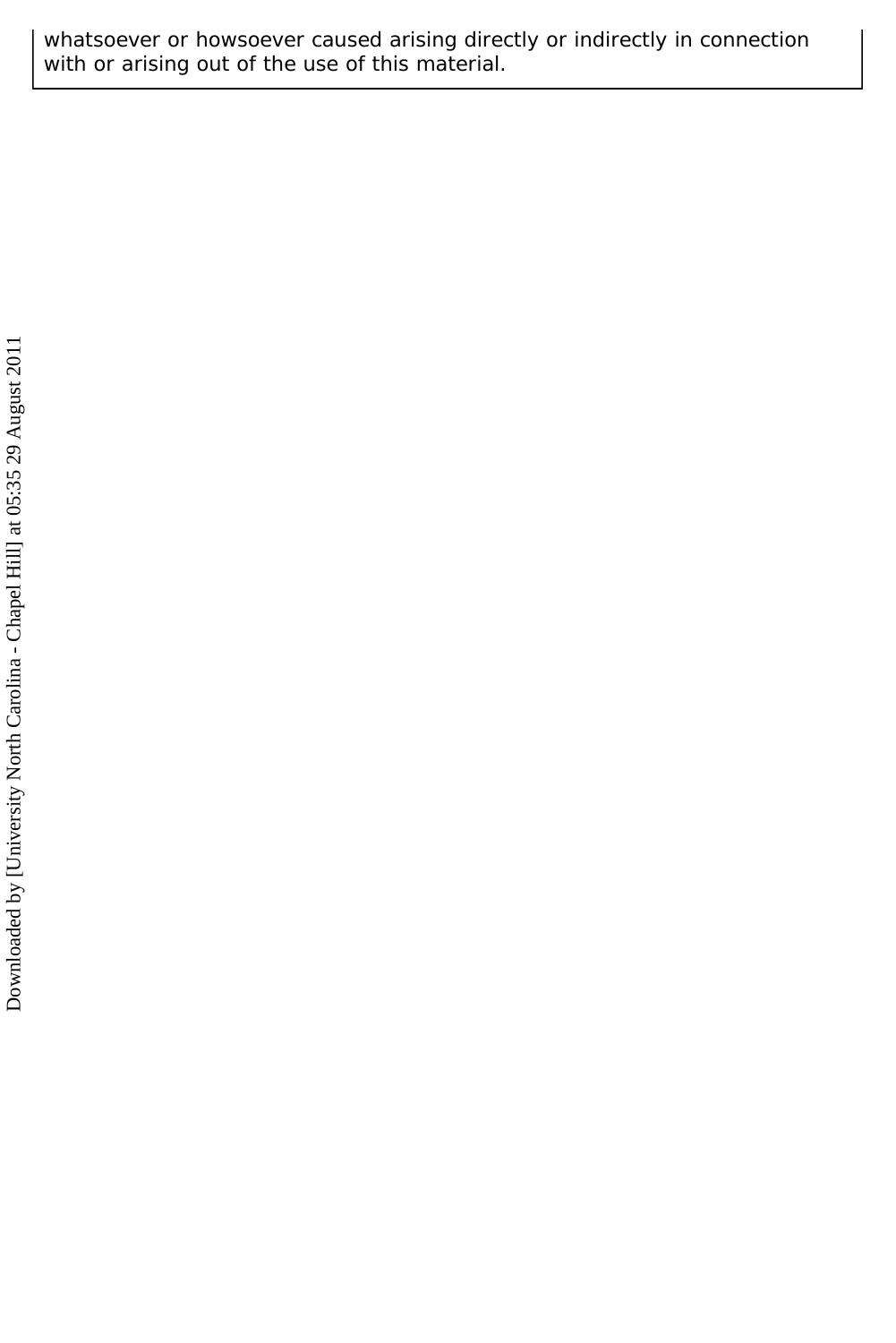whatsoever or howsoever caused arising directly or indirectly in connection with or arising out of the use of this material.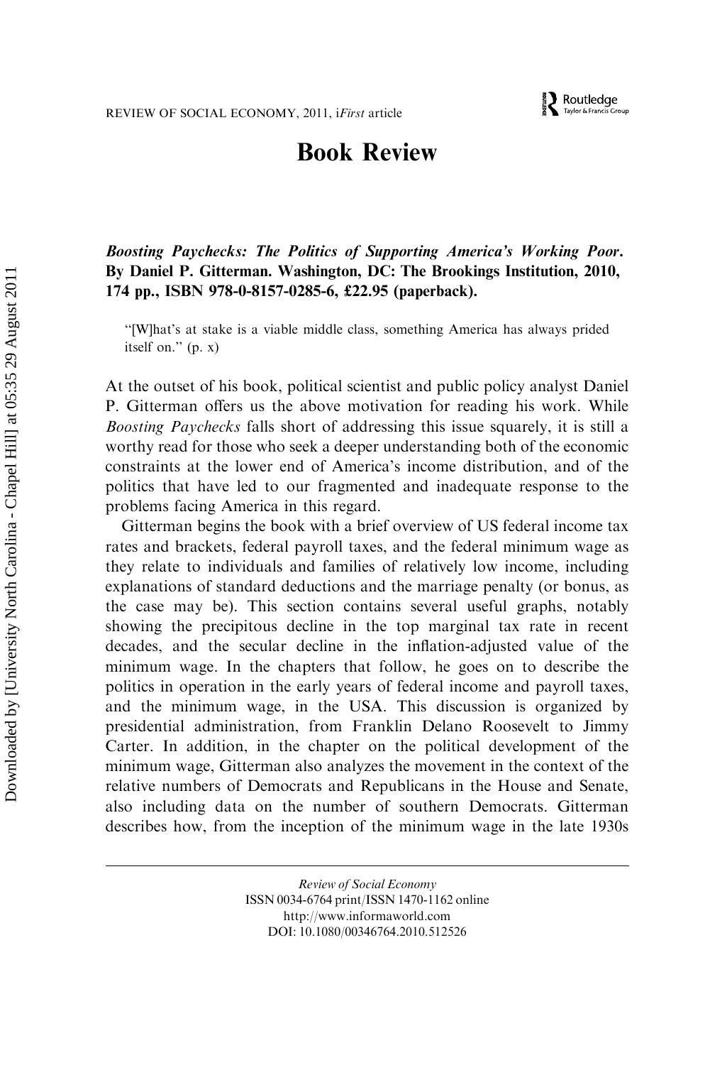# Book Review

***Boosting Paychecks: The Politics of Supporting America's Working Poor*. By Daniel P. Gitterman. Washington, DC: The Brookings Institution, 2010, 174 pp., ISBN 978-0-8157-0285-6, £22.95 (paperback).**

> "[W]hat's at stake is a viable middle class, something America has always prided itself on." (p. x)

At the outset of his book, political scientist and public policy analyst Daniel P. Gitterman offers us the above motivation for reading his work. While *Boosting Paychecks* falls short of addressing this issue squarely, it is still a worthy read for those who seek a deeper understanding both of the economic constraints at the lower end of America's income distribution, and of the politics that have led to our fragmented and inadequate response to the problems facing America in this regard.

Gitterman begins the book with a brief overview of US federal income tax rates and brackets, federal payroll taxes, and the federal minimum wage as they relate to individuals and families of relatively low income, including explanations of standard deductions and the marriage penalty (or bonus, as the case may be). This section contains several useful graphs, notably showing the precipitous decline in the top marginal tax rate in recent decades, and the secular decline in the inflation-adjusted value of the minimum wage. In the chapters that follow, he goes on to describe the politics in operation in the early years of federal income and payroll taxes, and the minimum wage, in the USA. This discussion is organized by presidential administration, from Franklin Delano Roosevelt to Jimmy Carter. In addition, in the chapter on the political development of the minimum wage, Gitterman also analyzes the movement in the context of the relative numbers of Democrats and Republicans in the House and Senate, also including data on the number of southern Democrats. Gitterman describes how, from the inception of the minimum wage in the late 1930s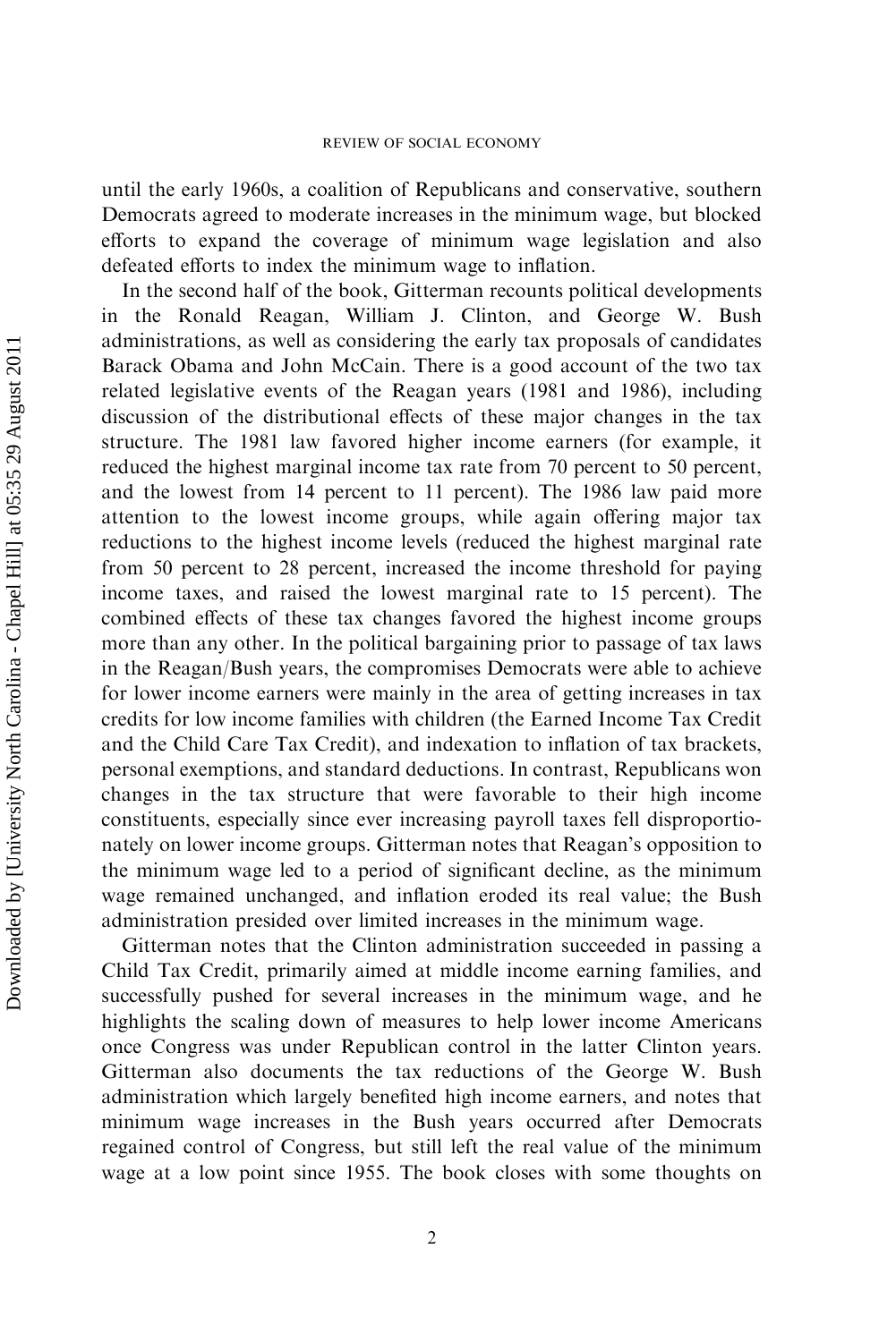until the early 1960s, a coalition of Republicans and conservative, southern Democrats agreed to moderate increases in the minimum wage, but blocked efforts to expand the coverage of minimum wage legislation and also defeated efforts to index the minimum wage to inflation.

In the second half of the book, Gitterman recounts political developments in the Ronald Reagan, William J. Clinton, and George W. Bush administrations, as well as considering the early tax proposals of candidates Barack Obama and John McCain. There is a good account of the two tax related legislative events of the Reagan years (1981 and 1986), including discussion of the distributional effects of these major changes in the tax structure. The 1981 law favored higher income earners (for example, it reduced the highest marginal income tax rate from 70 percent to 50 percent, and the lowest from 14 percent to 11 percent). The 1986 law paid more attention to the lowest income groups, while again offering major tax reductions to the highest income levels (reduced the highest marginal rate from 50 percent to 28 percent, increased the income threshold for paying income taxes, and raised the lowest marginal rate to 15 percent). The combined effects of these tax changes favored the highest income groups more than any other. In the political bargaining prior to passage of tax laws in the Reagan/Bush years, the compromises Democrats were able to achieve for lower income earners were mainly in the area of getting increases in tax credits for low income families with children (the Earned Income Tax Credit and the Child Care Tax Credit), and indexation to inflation of tax brackets, personal exemptions, and standard deductions. In contrast, Republicans won changes in the tax structure that were favorable to their high income constituents, especially since ever increasing payroll taxes fell disproportionately on lower income groups. Gitterman notes that Reagan's opposition to the minimum wage led to a period of significant decline, as the minimum wage remained unchanged, and inflation eroded its real value; the Bush administration presided over limited increases in the minimum wage.

Gitterman notes that the Clinton administration succeeded in passing a Child Tax Credit, primarily aimed at middle income earning families, and successfully pushed for several increases in the minimum wage, and he highlights the scaling down of measures to help lower income Americans once Congress was under Republican control in the latter Clinton years. Gitterman also documents the tax reductions of the George W. Bush administration which largely benefited high income earners, and notes that minimum wage increases in the Bush years occurred after Democrats regained control of Congress, but still left the real value of the minimum wage at a low point since 1955. The book closes with some thoughts on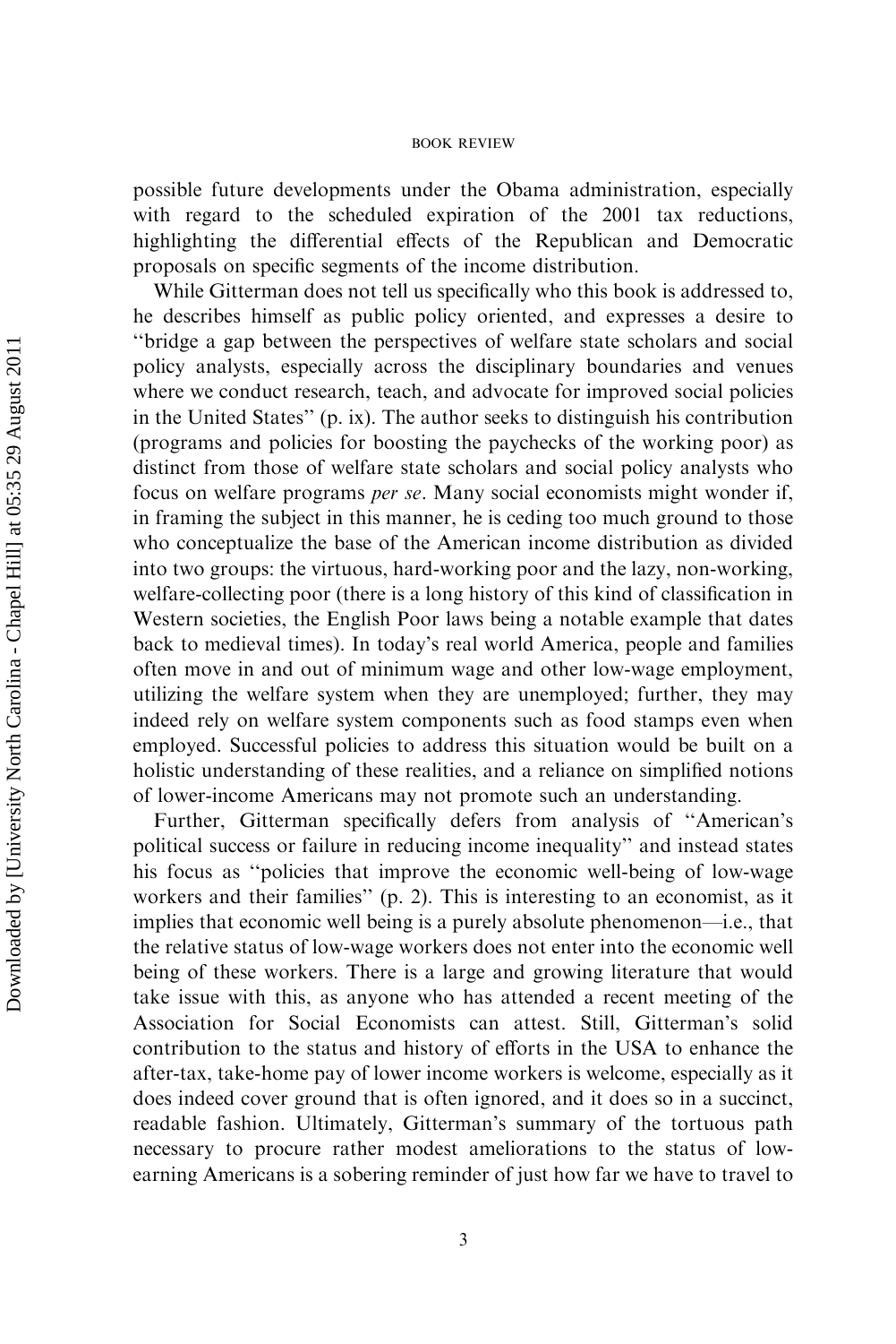possible future developments under the Obama administration, especially with regard to the scheduled expiration of the 2001 tax reductions, highlighting the differential effects of the Republican and Democratic proposals on specific segments of the income distribution.

While Gitterman does not tell us specifically who this book is addressed to, he describes himself as public policy oriented, and expresses a desire to "bridge a gap between the perspectives of welfare state scholars and social policy analysts, especially across the disciplinary boundaries and venues where we conduct research, teach, and advocate for improved social policies in the United States" (p. ix). The author seeks to distinguish his contribution (programs and policies for boosting the paychecks of the working poor) as distinct from those of welfare state scholars and social policy analysts who focus on welfare programs *per se*. Many social economists might wonder if, in framing the subject in this manner, he is ceding too much ground to those who conceptualize the base of the American income distribution as divided into two groups: the virtuous, hard-working poor and the lazy, non-working, welfare-collecting poor (there is a long history of this kind of classification in Western societies, the English Poor laws being a notable example that dates back to medieval times). In today's real world America, people and families often move in and out of minimum wage and other low-wage employment, utilizing the welfare system when they are unemployed; further, they may indeed rely on welfare system components such as food stamps even when employed. Successful policies to address this situation would be built on a holistic understanding of these realities, and a reliance on simplified notions of lower-income Americans may not promote such an understanding.

Further, Gitterman specifically defers from analysis of "American's political success or failure in reducing income inequality" and instead states his focus as "policies that improve the economic well-being of low-wage workers and their families" (p. 2). This is interesting to an economist, as it implies that economic well being is a purely absolute phenomenon—i.e., that the relative status of low-wage workers does not enter into the economic well being of these workers. There is a large and growing literature that would take issue with this, as anyone who has attended a recent meeting of the Association for Social Economists can attest. Still, Gitterman's solid contribution to the status and history of efforts in the USA to enhance the after-tax, take-home pay of lower income workers is welcome, especially as it does indeed cover ground that is often ignored, and it does so in a succinct, readable fashion. Ultimately, Gitterman's summary of the tortuous path necessary to procure rather modest ameliorations to the status of low-earning Americans is a sobering reminder of just how far we have to travel to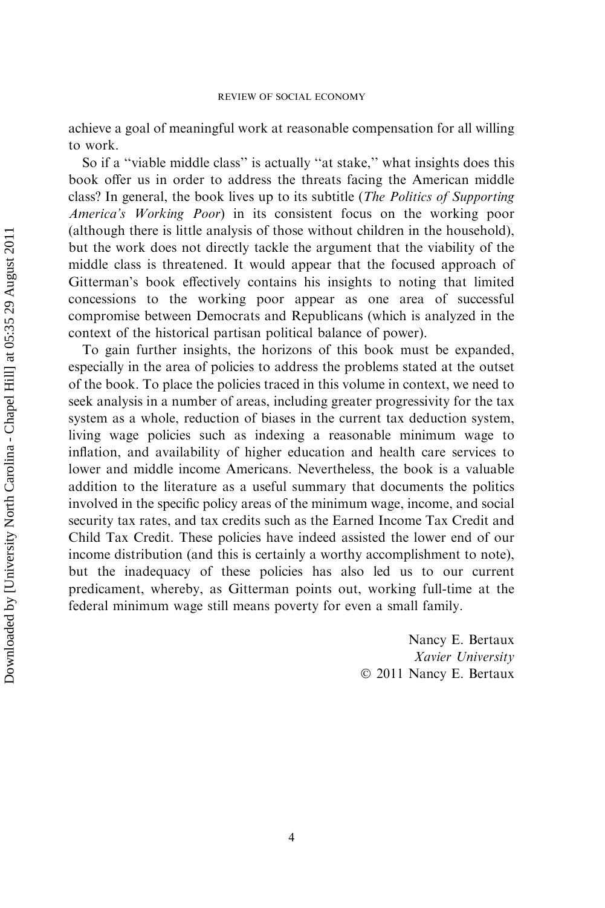achieve a goal of meaningful work at reasonable compensation for all willing to work.

So if a ''viable middle class'' is actually ''at stake,'' what insights does this book offer us in order to address the threats facing the American middle class? In general, the book lives up to its subtitle (*The Politics of Supporting America's Working Poor*) in its consistent focus on the working poor (although there is little analysis of those without children in the household), but the work does not directly tackle the argument that the viability of the middle class is threatened. It would appear that the focused approach of Gitterman's book effectively contains his insights to noting that limited concessions to the working poor appear as one area of successful compromise between Democrats and Republicans (which is analyzed in the context of the historical partisan political balance of power).

To gain further insights, the horizons of this book must be expanded, especially in the area of policies to address the problems stated at the outset of the book. To place the policies traced in this volume in context, we need to seek analysis in a number of areas, including greater progressivity for the tax system as a whole, reduction of biases in the current tax deduction system, living wage policies such as indexing a reasonable minimum wage to inflation, and availability of higher education and health care services to lower and middle income Americans. Nevertheless, the book is a valuable addition to the literature as a useful summary that documents the politics involved in the specific policy areas of the minimum wage, income, and social security tax rates, and tax credits such as the Earned Income Tax Credit and Child Tax Credit. These policies have indeed assisted the lower end of our income distribution (and this is certainly a worthy accomplishment to note), but the inadequacy of these policies has also led us to our current predicament, whereby, as Gitterman points out, working full-time at the federal minimum wage still means poverty for even a small family.

Nancy E. Bertaux
*Xavier University*
© 2011 Nancy E. Bertaux